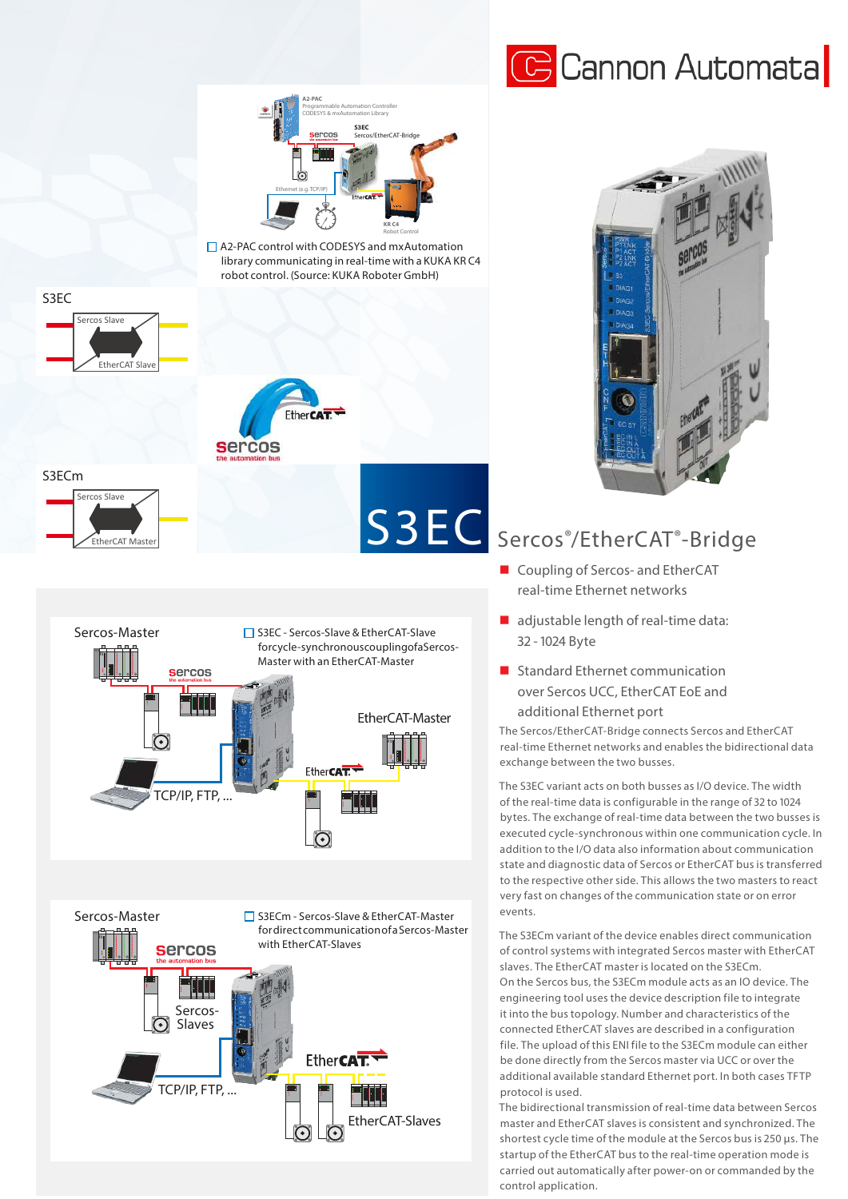Cannon Automata

A2-PAC control with CODESYS and mxAutomation library communicating in real-time with a KUKA KR C4 robot control. (Source: KUKA Roboter GmbH)

S3EC

S3ECm

# S3EC

## Sercos®/EtherCAT®-Bridge

- Coupling of Sercos- and EtherCAT real-time Ethernet networks
- adjustable length of real-time data: 32 - 1024 Byte
- Standard Ethernet communication over Sercos UCC, EtherCAT EoE and additional Ethernet port

The Sercos/EtherCAT-Bridge connects Sercos and EtherCAT real-time Ethernet networks and enables the bidirectional data exchange between the two busses.

The S3EC variant acts on both busses as I/O device. The width of the real-time data is configurable in the range of 32 to 1024 bytes. The exchange of real-time data between the two busses is executed cycle-synchronous within one communication cycle. In addition to the I/O data also information about communication state and diagnostic data of Sercos or EtherCAT bus is transferred to the respective other side. This allows the two masters to react very fast on changes of the communication state or on error events.

The S3ECm variant of the device enables direct communication of control systems with integrated Sercos master with EtherCAT slaves. The EtherCAT master is located on the S3ECm.
On the Sercos bus, the S3ECm module acts as an IO device. The engineering tool uses the device description file to integrate it into the bus topology. Number and characteristics of the connected EtherCAT slaves are described in a configuration file. The upload of this ENI file to the S3ECm module can either be done directly from the Sercos master via UCC or over the additional available standard Ethernet port. In both cases TFTP protocol is used.
The bidirectional transmission of real-time data between Sercos master and EtherCAT slaves is consistent and synchronized. The shortest cycle time of the module at the Sercos bus is 250 µs. The startup of the EtherCAT bus to the real-time operation mode is carried out automatically after power-on or commanded by the control application.

S3EC - Sercos-Slave & EtherCAT-Slave for cycle-synchronous coupling of a Sercos-Master with an EtherCAT-Master

S3ECm - Sercos-Slave & EtherCAT-Master for direct communication of a Sercos-Master with EtherCAT-Slaves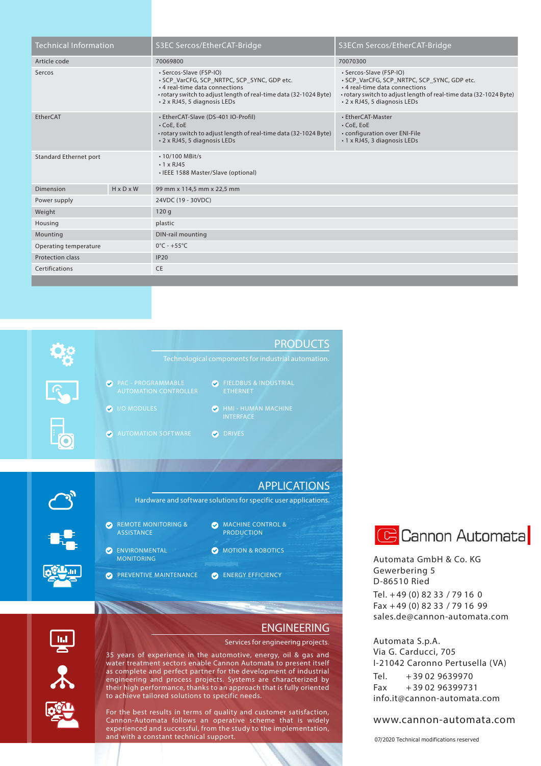| Technical Information | | S3EC Sercos/EtherCAT-Bridge | S3ECm Sercos/EtherCAT-Bridge |
|---|---|---|---|
| Article code | | 70069800 | 70070300 |
| Sercos | | • Sercos-Slave (FSP-IO)<br>• SCP_VarCFG, SCP_NRTPC, SCP_SYNC, GDP etc.<br>• 4 real-time data connections<br>• rotary switch to adjust length of real-time data (32-1024 Byte)<br>• 2 x RJ45, 5 diagnosis LEDs | • Sercos-Slave (FSP-IO)<br>• SCP_VarCFG, SCP_NRTPC, SCP_SYNC, GDP etc.<br>• 4 real-time data connections<br>• rotary switch to adjust length of real-time data (32-1024 Byte)<br>• 2 x RJ45, 5 diagnosis LEDs |
| EtherCAT | | • EtherCAT-Slave (DS-401 IO-Profil)<br>• CoE, EoE<br>• rotary switch to adjust length of real-time data (32-1024 Byte)<br>• 2 x RJ45, 5 diagnosis LEDs | • EtherCAT-Master<br>• CoE, EoE<br>• configuration over ENI-File<br>• 1 x RJ45, 3 diagnosis LEDs |
| Standard Ethernet port | | • 10/100 MBit/s<br>• 1 x RJ45<br>• IEEE 1588 Master/Slave (optional) | |
| Dimension | H x D x W | 99 mm x 114,5 mm x 22,5 mm | |
| Power supply | | 24VDC (19 - 30VDC) | |
| Weight | | 120 g | |
| Housing | | plastic | |
| Mounting | | DIN-rail mounting | |
| Operating temperature | | 0°C - +55°C | |
| Protection class | | IP20 | |
| Certifications | | CE | |

## PRODUCTS

Technological components for industrial automation.

- PAC - PROGRAMMABLE AUTOMATION CONTROLLER
- FIELDBUS & INDUSTRIAL ETHERNET
- I/O MODULES
- HMI - HUMAN MACHINE INTERFACE
- AUTOMATION SOFTWARE
- DRIVES

## APPLICATIONS

Hardware and software solutions for specific user applications.

- REMOTE MONITORING & ASSISTANCE
- MACHINE CONTROL & PRODUCTION
- ENVIRONMENTAL MONITORING
- MOTION & ROBOTICS
- PREVENTIVE MAINTENANCE
- ENERGY EFFICIENCY

## ENGINEERING

Services for engineering projects.

35 years of experience in the automotive, energy, oil & gas and water treatment sectors enable Cannon Automata to present itself as complete and perfect partner for the development of industrial engineering and process projects. Systems are characterized by their high performance, thanks to an approach that is fully oriented to achieve tailored solutions to specific needs.

For the best results in terms of quality and customer satisfaction, Cannon-Automata follows an operative scheme that is widely experienced and successful, from the study to the implementation, and with a constant technical support.

**Cannon Automata**

Automata GmbH & Co. KG
Gewerbering 5
D-86510 Ried
Tel. +49 (0) 82 33 / 79 16 0
Fax +49 (0) 82 33 / 79 16 99
sales.de@cannon-automata.com

Automata S.p.A.
Via G. Carducci, 705
I-21042 Caronno Pertusella (VA)
Tel. +39 02 9639970
Fax +39 02 96399731
info.it@cannon-automata.com

www.cannon-automata.com

07/2020 Technical modifications reserved